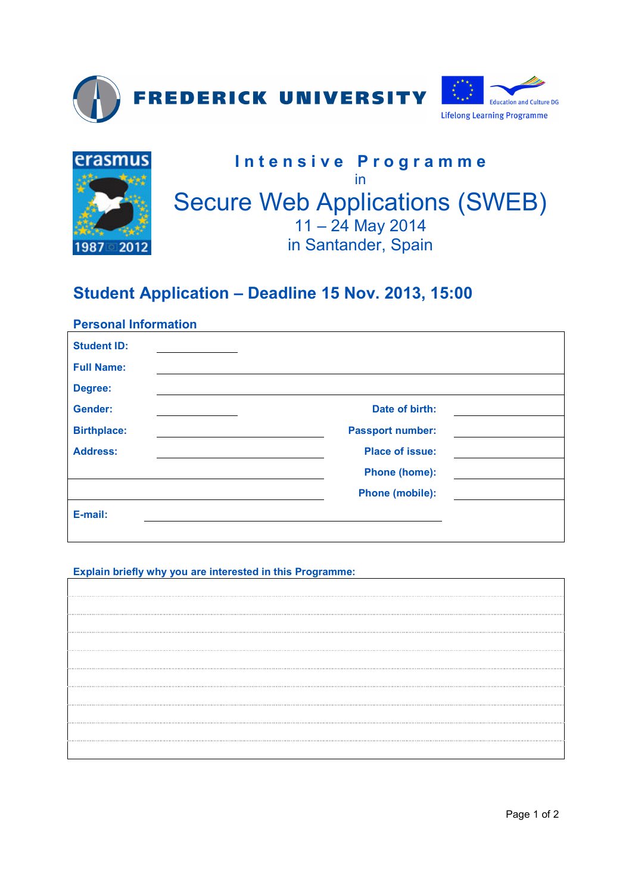FREDERICK UNIVERSITY

Education and Culture DG

Lifelong Learning Programme

erasmus 1987 2012

# Intensive Programme

in

# Secure Web Applications (SWEB)

11 – 24 May 2014

in Santander, Spain

## Student Application – Deadline 15 Nov. 2013, 15:00

### Personal Information

| | | | |
|---|---|---|---|
| **Student ID:** | | | |
| **Full Name:** | | | |
| **Degree:** | | | |
| **Gender:** | | **Date of birth:** | |
| **Birthplace:** | | **Passport number:** | |
| **Address:** | | **Place of issue:** | |
| | | **Phone (home):** | |
| | | **Phone (mobile):** | |
| **E-mail:** | | | |

**Explain briefly why you are interested in this Programme:**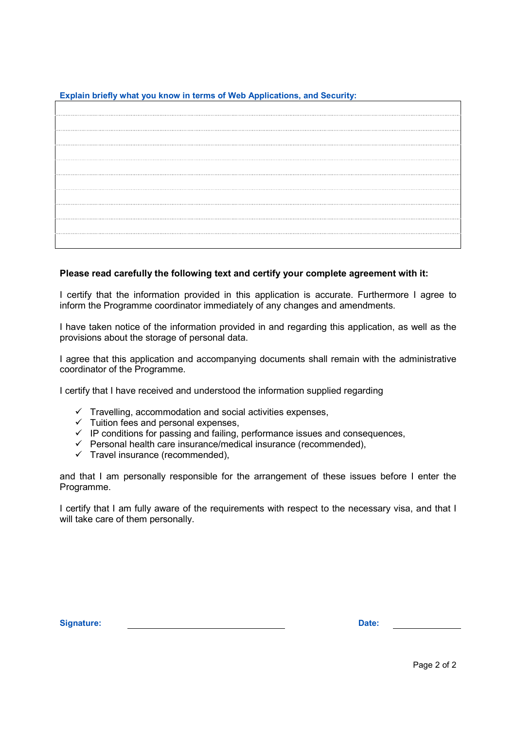**Explain briefly what you know in terms of Web Applications, and Security:**

| |
|---|
| |
| |
| |
| |
| |
| |
| |
| |
| |
| |

**Please read carefully the following text and certify your complete agreement with it:**

I certify that the information provided in this application is accurate. Furthermore I agree to inform the Programme coordinator immediately of any changes and amendments.

I have taken notice of the information provided in and regarding this application, as well as the provisions about the storage of personal data.

I agree that this application and accompanying documents shall remain with the administrative coordinator of the Programme.

I certify that I have received and understood the information supplied regarding

- ✓ Travelling, accommodation and social activities expenses,
- ✓ Tuition fees and personal expenses,
- ✓ IP conditions for passing and failing, performance issues and consequences,
- ✓ Personal health care insurance/medical insurance (recommended),
- ✓ Travel insurance (recommended),

and that I am personally responsible for the arrangement of these issues before I enter the Programme.

I certify that I am fully aware of the requirements with respect to the necessary visa, and that I will take care of them personally.

**Signature:** ______________________________ **Date:** ______________